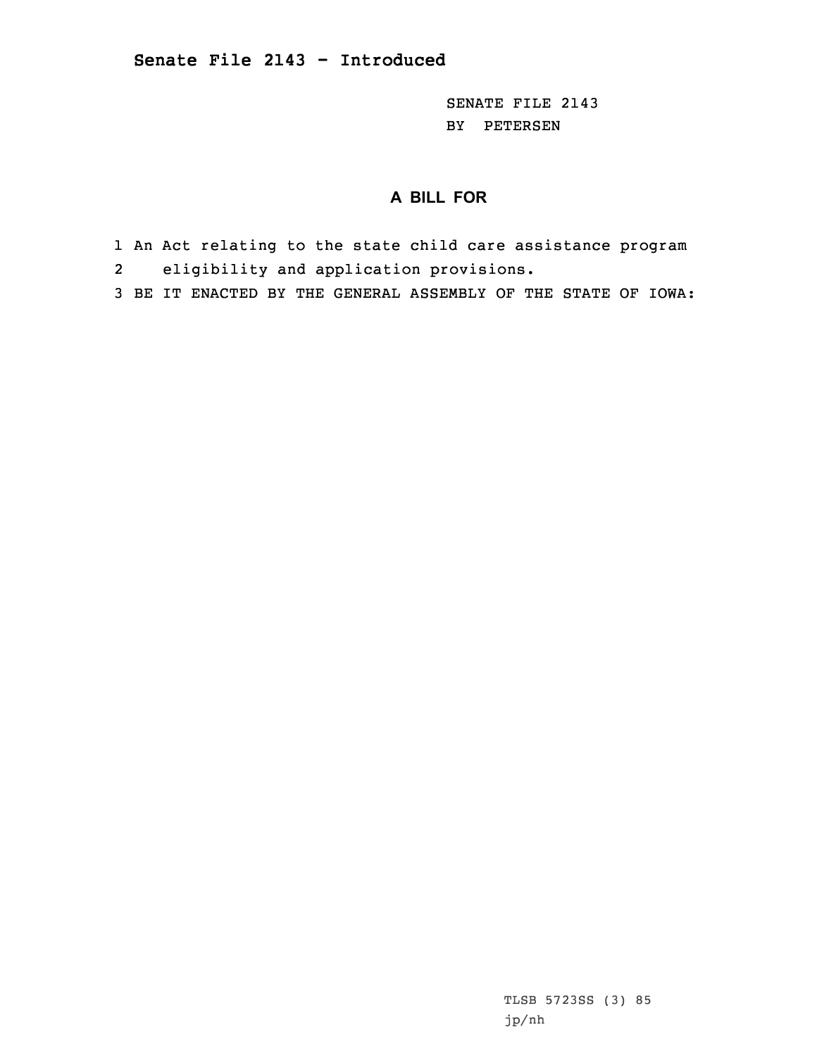**Senate File 2143 - Introduced**

SENATE FILE 2143
BY PETERSEN

## A BILL FOR

1 An Act relating to the state child care assistance program
2 eligibility and application provisions.
3 BE IT ENACTED BY THE GENERAL ASSEMBLY OF THE STATE OF IOWA:

TLSB 5723SS (3) 85
jp/nh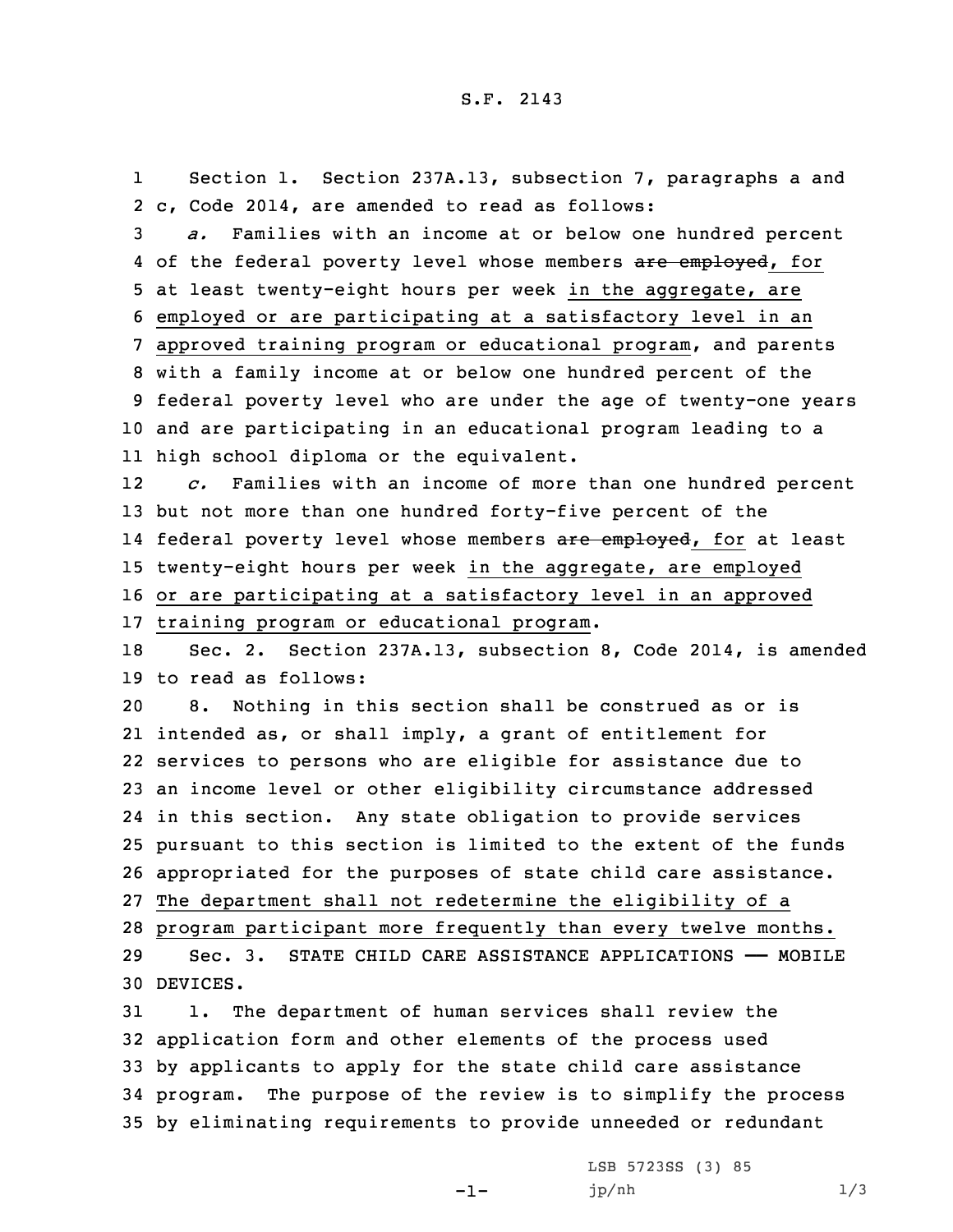S.F. 2143

Section 1. Section 237A.13, subsection 7, paragraphs a and c, Code 2014, are amended to read as follows:

*a.* Families with an income at or below one hundred percent of the federal poverty level whose members ~~are employed~~, for at least twenty-eight hours per week in the aggregate, are employed or are participating at a satisfactory level in an approved training program or educational program, and parents with a family income at or below one hundred percent of the federal poverty level who are under the age of twenty-one years and are participating in an educational program leading to a high school diploma or the equivalent.

*c.* Families with an income of more than one hundred percent but not more than one hundred forty-five percent of the federal poverty level whose members ~~are employed~~, for at least twenty-eight hours per week in the aggregate, are employed or are participating at a satisfactory level in an approved training program or educational program.

Sec. 2. Section 237A.13, subsection 8, Code 2014, is amended to read as follows:

8. Nothing in this section shall be construed as or is intended as, or shall imply, a grant of entitlement for services to persons who are eligible for assistance due to an income level or other eligibility circumstance addressed in this section. Any state obligation to provide services pursuant to this section is limited to the extent of the funds appropriated for the purposes of state child care assistance. The department shall not redetermine the eligibility of a program participant more frequently than every twelve months.

Sec. 3. STATE CHILD CARE ASSISTANCE APPLICATIONS —— MOBILE DEVICES.

1. The department of human services shall review the application form and other elements of the process used by applicants to apply for the state child care assistance program. The purpose of the review is to simplify the process by eliminating requirements to provide unneeded or redundant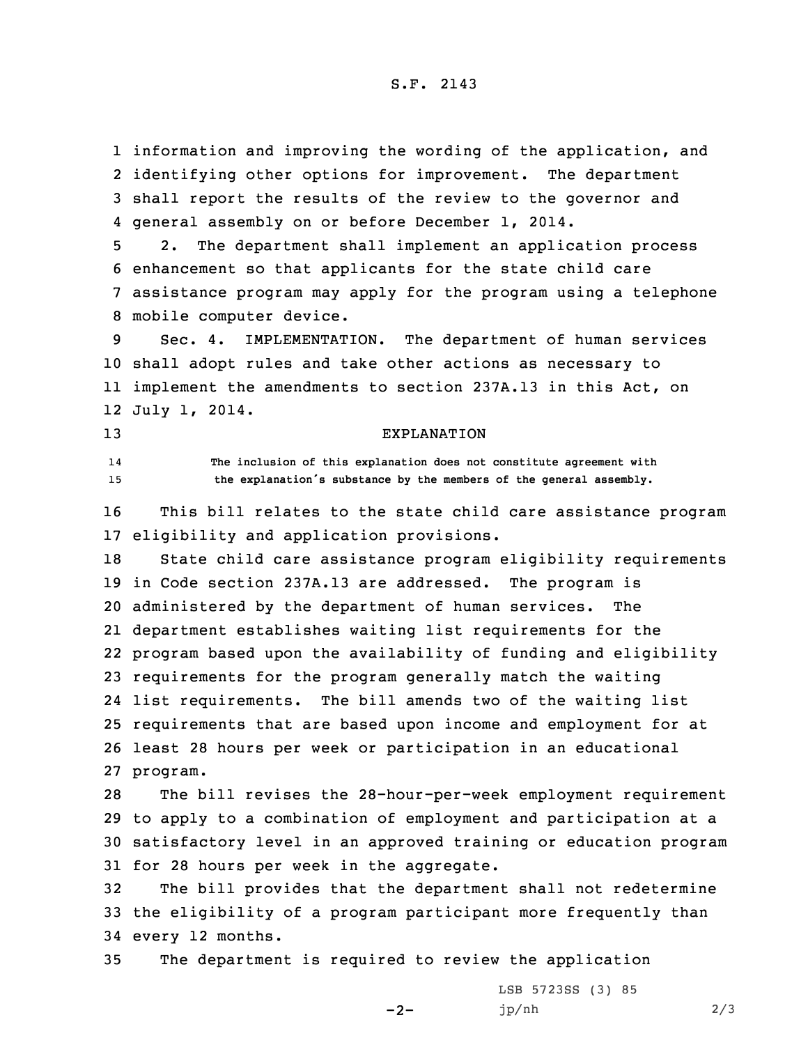information and improving the wording of the application, and identifying other options for improvement. The department shall report the results of the review to the governor and general assembly on or before December 1, 2014.

2. The department shall implement an application process enhancement so that applicants for the state child care assistance program may apply for the program using a telephone mobile computer device.

Sec. 4. IMPLEMENTATION. The department of human services shall adopt rules and take other actions as necessary to implement the amendments to section 237A.13 in this Act, on July 1, 2014.

EXPLANATION

The inclusion of this explanation does not constitute agreement with the explanation's substance by the members of the general assembly.

This bill relates to the state child care assistance program eligibility and application provisions.

State child care assistance program eligibility requirements in Code section 237A.13 are addressed. The program is administered by the department of human services. The department establishes waiting list requirements for the program based upon the availability of funding and eligibility requirements for the program generally match the waiting list requirements. The bill amends two of the waiting list requirements that are based upon income and employment for at least 28 hours per week or participation in an educational program.

The bill revises the 28-hour-per-week employment requirement to apply to a combination of employment and participation at a satisfactory level in an approved training or education program for 28 hours per week in the aggregate.

The bill provides that the department shall not redetermine the eligibility of a program participant more frequently than every 12 months.

The department is required to review the application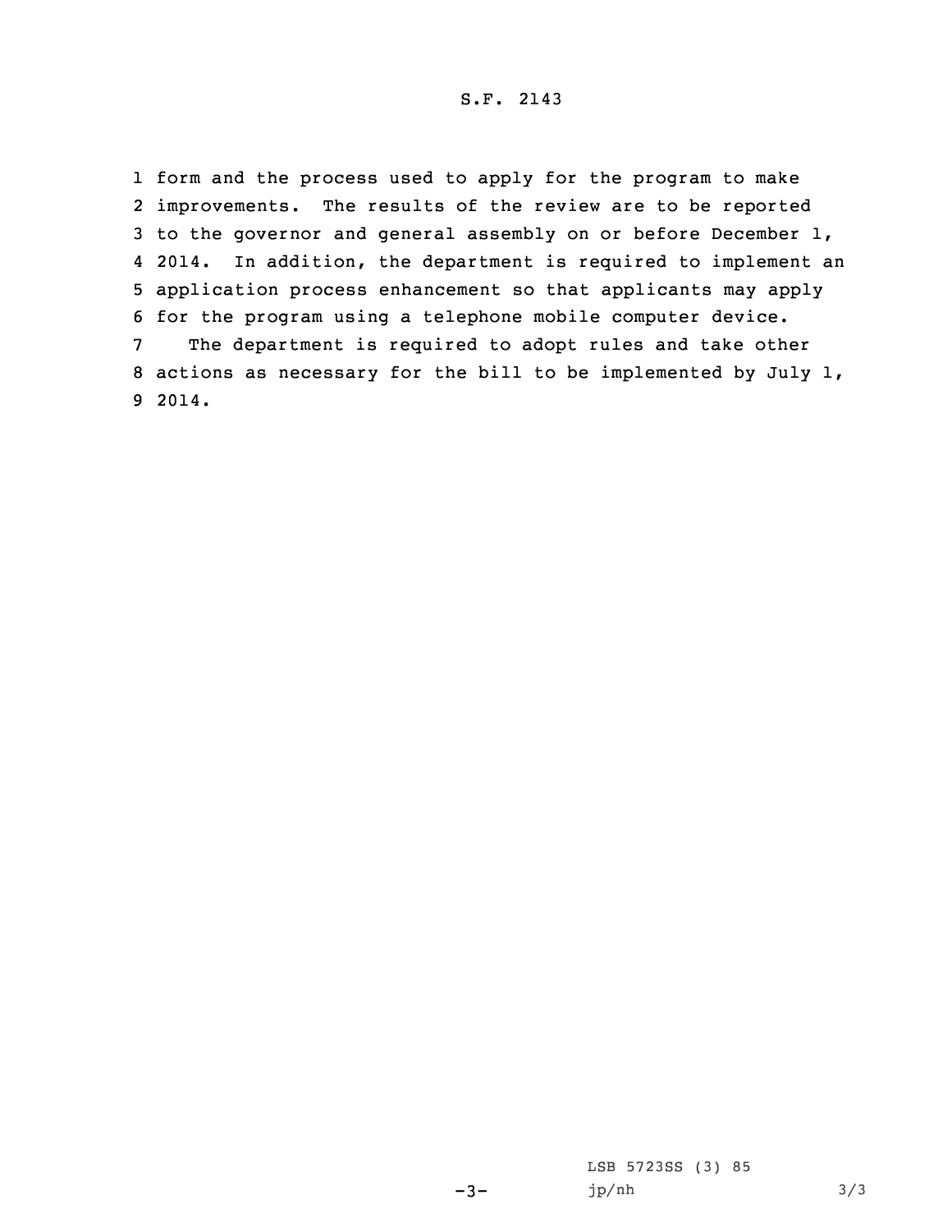form and the process used to apply for the program to make improvements. The results of the review are to be reported to the governor and general assembly on or before December 1, 2014. In addition, the department is required to implement an application process enhancement so that applicants may apply for the program using a telephone mobile computer device.

The department is required to adopt rules and take other actions as necessary for the bill to be implemented by July 1, 2014.

LSB 5723SS (3) 85
jp/nh